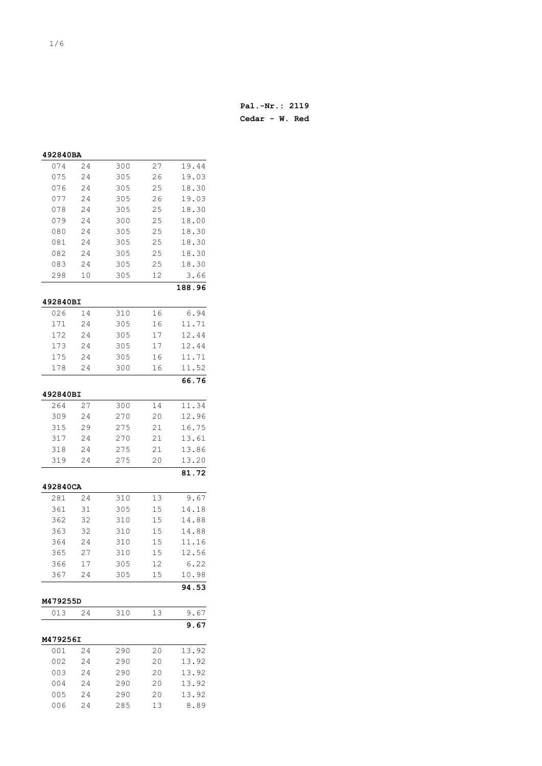**Pal.-Nr.: 2119**

**Cedar - W. Red**

**492840BA**

| | | | | |
|---|---|---|---|---|
| 074 | 24 | 300 | 27 | 19.44 |
| 075 | 24 | 305 | 26 | 19.03 |
| 076 | 24 | 305 | 25 | 18.30 |
| 077 | 24 | 305 | 26 | 19.03 |
| 078 | 24 | 305 | 25 | 18.30 |
| 079 | 24 | 300 | 25 | 18.00 |
| 080 | 24 | 305 | 25 | 18.30 |
| 081 | 24 | 305 | 25 | 18.30 |
| 082 | 24 | 305 | 25 | 18.30 |
| 083 | 24 | 305 | 25 | 18.30 |
| 298 | 10 | 305 | 12 | 3.66 |
| | | | | **188.96** |

**492840BI**

| | | | | |
|---|---|---|---|---|
| 026 | 14 | 310 | 16 | 6.94 |
| 171 | 24 | 305 | 16 | 11.71 |
| 172 | 24 | 305 | 17 | 12.44 |
| 173 | 24 | 305 | 17 | 12.44 |
| 175 | 24 | 305 | 16 | 11.71 |
| 178 | 24 | 300 | 16 | 11.52 |
| | | | | **66.76** |

**492840BI**

| | | | | |
|---|---|---|---|---|
| 264 | 27 | 300 | 14 | 11.34 |
| 309 | 24 | 270 | 20 | 12.96 |
| 315 | 29 | 275 | 21 | 16.75 |
| 317 | 24 | 270 | 21 | 13.61 |
| 318 | 24 | 275 | 21 | 13.86 |
| 319 | 24 | 275 | 20 | 13.20 |
| | | | | **81.72** |

**492840CA**

| | | | | |
|---|---|---|---|---|
| 281 | 24 | 310 | 13 | 9.67 |
| 361 | 31 | 305 | 15 | 14.18 |
| 362 | 32 | 310 | 15 | 14.88 |
| 363 | 32 | 310 | 15 | 14.88 |
| 364 | 24 | 310 | 15 | 11.16 |
| 365 | 27 | 310 | 15 | 12.56 |
| 366 | 17 | 305 | 12 | 6.22 |
| 367 | 24 | 305 | 15 | 10.98 |
| | | | | **94.53** |

**M479255D**

| | | | | |
|---|---|---|---|---|
| 013 | 24 | 310 | 13 | 9.67 |
| | | | | **9.67** |

**M479256I**

| | | | | |
|---|---|---|---|---|
| 001 | 24 | 290 | 20 | 13.92 |
| 002 | 24 | 290 | 20 | 13.92 |
| 003 | 24 | 290 | 20 | 13.92 |
| 004 | 24 | 290 | 20 | 13.92 |
| 005 | 24 | 290 | 20 | 13.92 |
| 006 | 24 | 285 | 13 | 8.89 |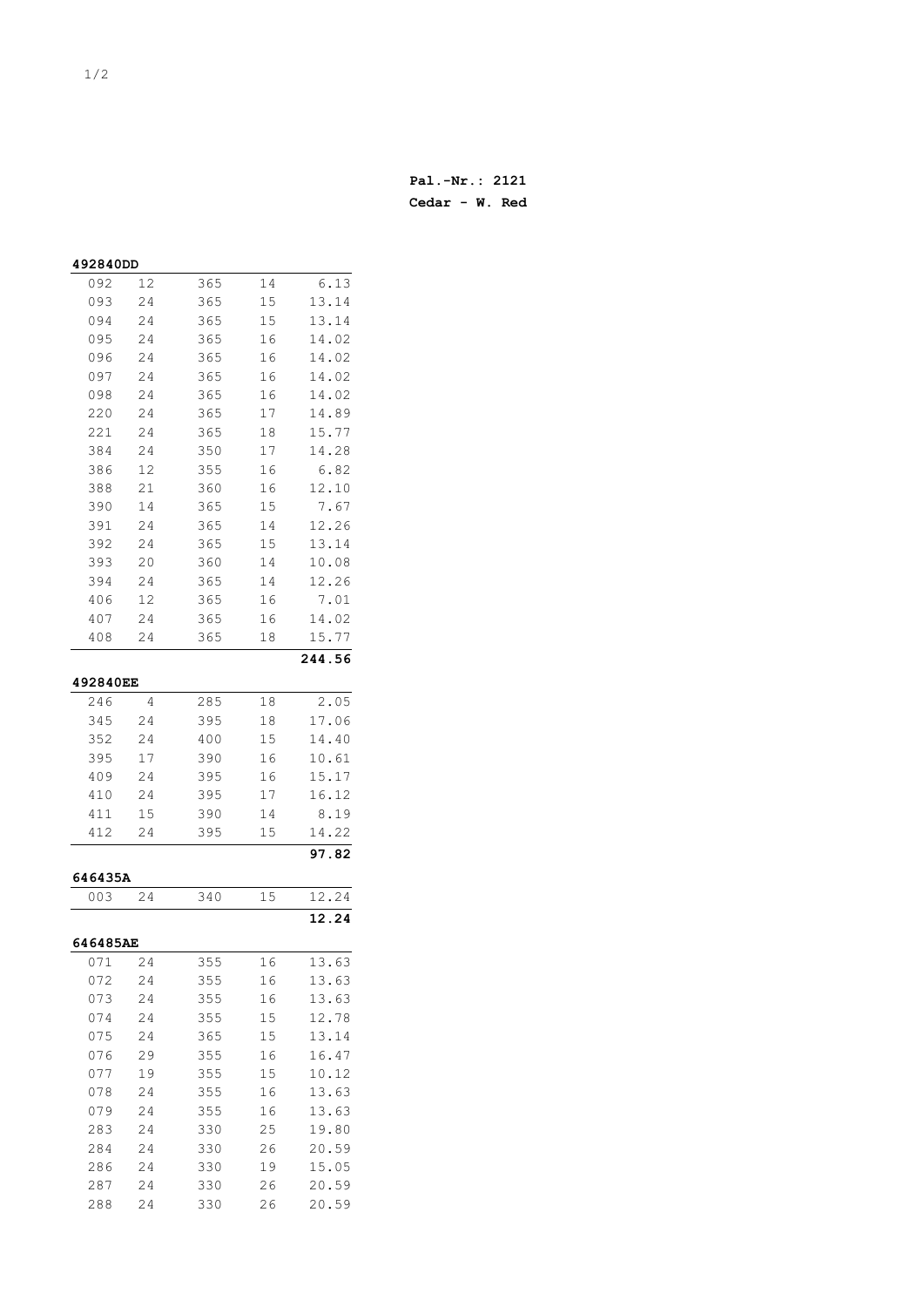**Pal.-Nr.: 2121**

**Cedar - W. Red**

**492840DD**

| | | | | |
|---|---|---|---|---|
| 092 | 12 | 365 | 14 | 6.13 |
| 093 | 24 | 365 | 15 | 13.14 |
| 094 | 24 | 365 | 15 | 13.14 |
| 095 | 24 | 365 | 16 | 14.02 |
| 096 | 24 | 365 | 16 | 14.02 |
| 097 | 24 | 365 | 16 | 14.02 |
| 098 | 24 | 365 | 16 | 14.02 |
| 220 | 24 | 365 | 17 | 14.89 |
| 221 | 24 | 365 | 18 | 15.77 |
| 384 | 24 | 350 | 17 | 14.28 |
| 386 | 12 | 355 | 16 | 6.82 |
| 388 | 21 | 360 | 16 | 12.10 |
| 390 | 14 | 365 | 15 | 7.67 |
| 391 | 24 | 365 | 14 | 12.26 |
| 392 | 24 | 365 | 15 | 13.14 |
| 393 | 20 | 360 | 14 | 10.08 |
| 394 | 24 | 365 | 14 | 12.26 |
| 406 | 12 | 365 | 16 | 7.01 |
| 407 | 24 | 365 | 16 | 14.02 |
| 408 | 24 | 365 | 18 | 15.77 |
| | | | | **244.56** |

**492840EE**

| | | | | |
|---|---|---|---|---|
| 246 | 4 | 285 | 18 | 2.05 |
| 345 | 24 | 395 | 18 | 17.06 |
| 352 | 24 | 400 | 15 | 14.40 |
| 395 | 17 | 390 | 16 | 10.61 |
| 409 | 24 | 395 | 16 | 15.17 |
| 410 | 24 | 395 | 17 | 16.12 |
| 411 | 15 | 390 | 14 | 8.19 |
| 412 | 24 | 395 | 15 | 14.22 |
| | | | | **97.82** |

**646435A**

| | | | | |
|---|---|---|---|---|
| 003 | 24 | 340 | 15 | 12.24 |
| | | | | **12.24** |

**646485AE**

| | | | | |
|---|---|---|---|---|
| 071 | 24 | 355 | 16 | 13.63 |
| 072 | 24 | 355 | 16 | 13.63 |
| 073 | 24 | 355 | 16 | 13.63 |
| 074 | 24 | 355 | 15 | 12.78 |
| 075 | 24 | 365 | 15 | 13.14 |
| 076 | 29 | 355 | 16 | 16.47 |
| 077 | 19 | 355 | 15 | 10.12 |
| 078 | 24 | 355 | 16 | 13.63 |
| 079 | 24 | 355 | 16 | 13.63 |
| 283 | 24 | 330 | 25 | 19.80 |
| 284 | 24 | 330 | 26 | 20.59 |
| 286 | 24 | 330 | 19 | 15.05 |
| 287 | 24 | 330 | 26 | 20.59 |
| 288 | 24 | 330 | 26 | 20.59 |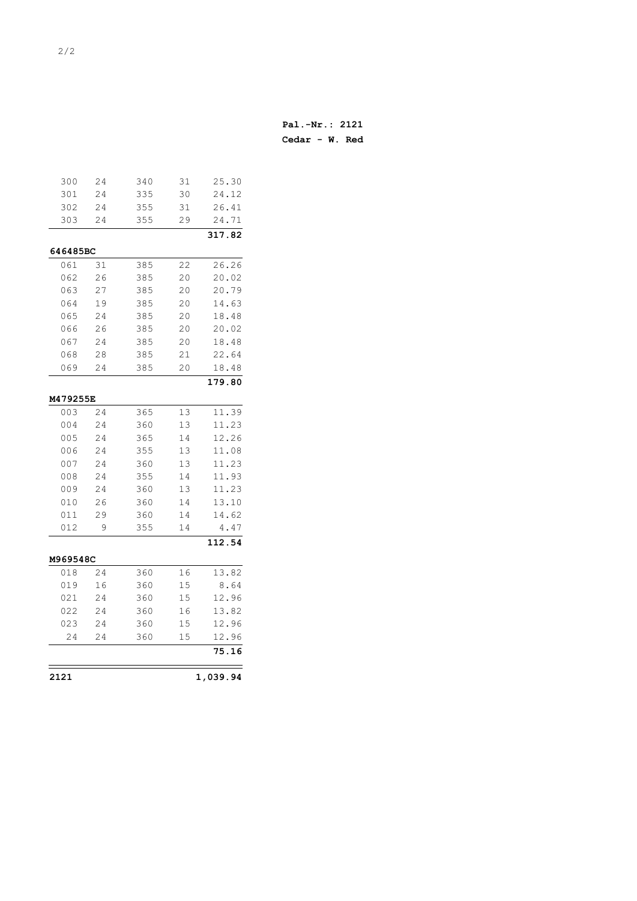**Pal.-Nr.: 2121**
**Cedar - W. Red**

| | | | | |
|---|---|---|---|---|
| 300 | 24 | 340 | 31 | 25.30 |
| 301 | 24 | 335 | 30 | 24.12 |
| 302 | 24 | 355 | 31 | 26.41 |
| 303 | 24 | 355 | 29 | 24.71 |
| | | | | **317.82** |
| **646485BC** | | | | |
| 061 | 31 | 385 | 22 | 26.26 |
| 062 | 26 | 385 | 20 | 20.02 |
| 063 | 27 | 385 | 20 | 20.79 |
| 064 | 19 | 385 | 20 | 14.63 |
| 065 | 24 | 385 | 20 | 18.48 |
| 066 | 26 | 385 | 20 | 20.02 |
| 067 | 24 | 385 | 20 | 18.48 |
| 068 | 28 | 385 | 21 | 22.64 |
| 069 | 24 | 385 | 20 | 18.48 |
| | | | | **179.80** |
| **M479255E** | | | | |
| 003 | 24 | 365 | 13 | 11.39 |
| 004 | 24 | 360 | 13 | 11.23 |
| 005 | 24 | 365 | 14 | 12.26 |
| 006 | 24 | 355 | 13 | 11.08 |
| 007 | 24 | 360 | 13 | 11.23 |
| 008 | 24 | 355 | 14 | 11.93 |
| 009 | 24 | 360 | 13 | 11.23 |
| 010 | 26 | 360 | 14 | 13.10 |
| 011 | 29 | 360 | 14 | 14.62 |
| 012 | 9 | 355 | 14 | 4.47 |
| | | | | **112.54** |
| **M969548C** | | | | |
| 018 | 24 | 360 | 16 | 13.82 |
| 019 | 16 | 360 | 15 | 8.64 |
| 021 | 24 | 360 | 15 | 12.96 |
| 022 | 24 | 360 | 16 | 13.82 |
| 023 | 24 | 360 | 15 | 12.96 |
| 24 | 24 | 360 | 15 | 12.96 |
| | | | | **75.16** |
| **2121** | | | | **1,039.94** |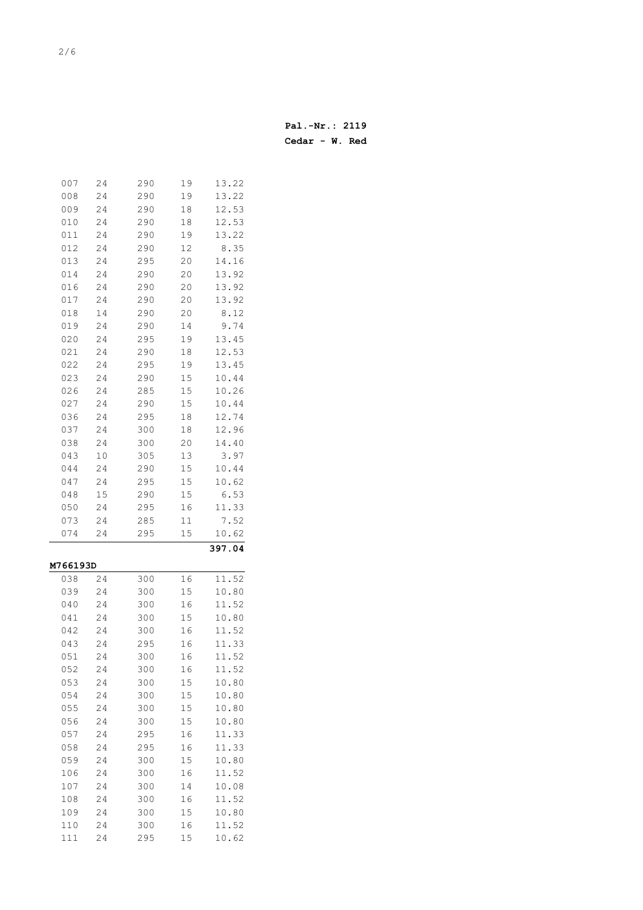**Pal.-Nr.: 2119**
**Cedar - W. Red**

| | | | | |
|---|---|---|---|---|
| 007 | 24 | 290 | 19 | 13.22 |
| 008 | 24 | 290 | 19 | 13.22 |
| 009 | 24 | 290 | 18 | 12.53 |
| 010 | 24 | 290 | 18 | 12.53 |
| 011 | 24 | 290 | 19 | 13.22 |
| 012 | 24 | 290 | 12 | 8.35 |
| 013 | 24 | 295 | 20 | 14.16 |
| 014 | 24 | 290 | 20 | 13.92 |
| 016 | 24 | 290 | 20 | 13.92 |
| 017 | 24 | 290 | 20 | 13.92 |
| 018 | 14 | 290 | 20 | 8.12 |
| 019 | 24 | 290 | 14 | 9.74 |
| 020 | 24 | 295 | 19 | 13.45 |
| 021 | 24 | 290 | 18 | 12.53 |
| 022 | 24 | 295 | 19 | 13.45 |
| 023 | 24 | 290 | 15 | 10.44 |
| 026 | 24 | 285 | 15 | 10.26 |
| 027 | 24 | 290 | 15 | 10.44 |
| 036 | 24 | 295 | 18 | 12.74 |
| 037 | 24 | 300 | 18 | 12.96 |
| 038 | 24 | 300 | 20 | 14.40 |
| 043 | 10 | 305 | 13 | 3.97 |
| 044 | 24 | 290 | 15 | 10.44 |
| 047 | 24 | 295 | 15 | 10.62 |
| 048 | 15 | 290 | 15 | 6.53 |
| 050 | 24 | 295 | 16 | 11.33 |
| 073 | 24 | 285 | 11 | 7.52 |
| 074 | 24 | 295 | 15 | 10.62 |
| | | | | **397.04** |

**M766193D**

| | | | | |
|---|---|---|---|---|
| 038 | 24 | 300 | 16 | 11.52 |
| 039 | 24 | 300 | 15 | 10.80 |
| 040 | 24 | 300 | 16 | 11.52 |
| 041 | 24 | 300 | 15 | 10.80 |
| 042 | 24 | 300 | 16 | 11.52 |
| 043 | 24 | 295 | 16 | 11.33 |
| 051 | 24 | 300 | 16 | 11.52 |
| 052 | 24 | 300 | 16 | 11.52 |
| 053 | 24 | 300 | 15 | 10.80 |
| 054 | 24 | 300 | 15 | 10.80 |
| 055 | 24 | 300 | 15 | 10.80 |
| 056 | 24 | 300 | 15 | 10.80 |
| 057 | 24 | 295 | 16 | 11.33 |
| 058 | 24 | 295 | 16 | 11.33 |
| 059 | 24 | 300 | 15 | 10.80 |
| 106 | 24 | 300 | 16 | 11.52 |
| 107 | 24 | 300 | 14 | 10.08 |
| 108 | 24 | 300 | 16 | 11.52 |
| 109 | 24 | 300 | 15 | 10.80 |
| 110 | 24 | 300 | 16 | 11.52 |
| 111 | 24 | 295 | 15 | 10.62 |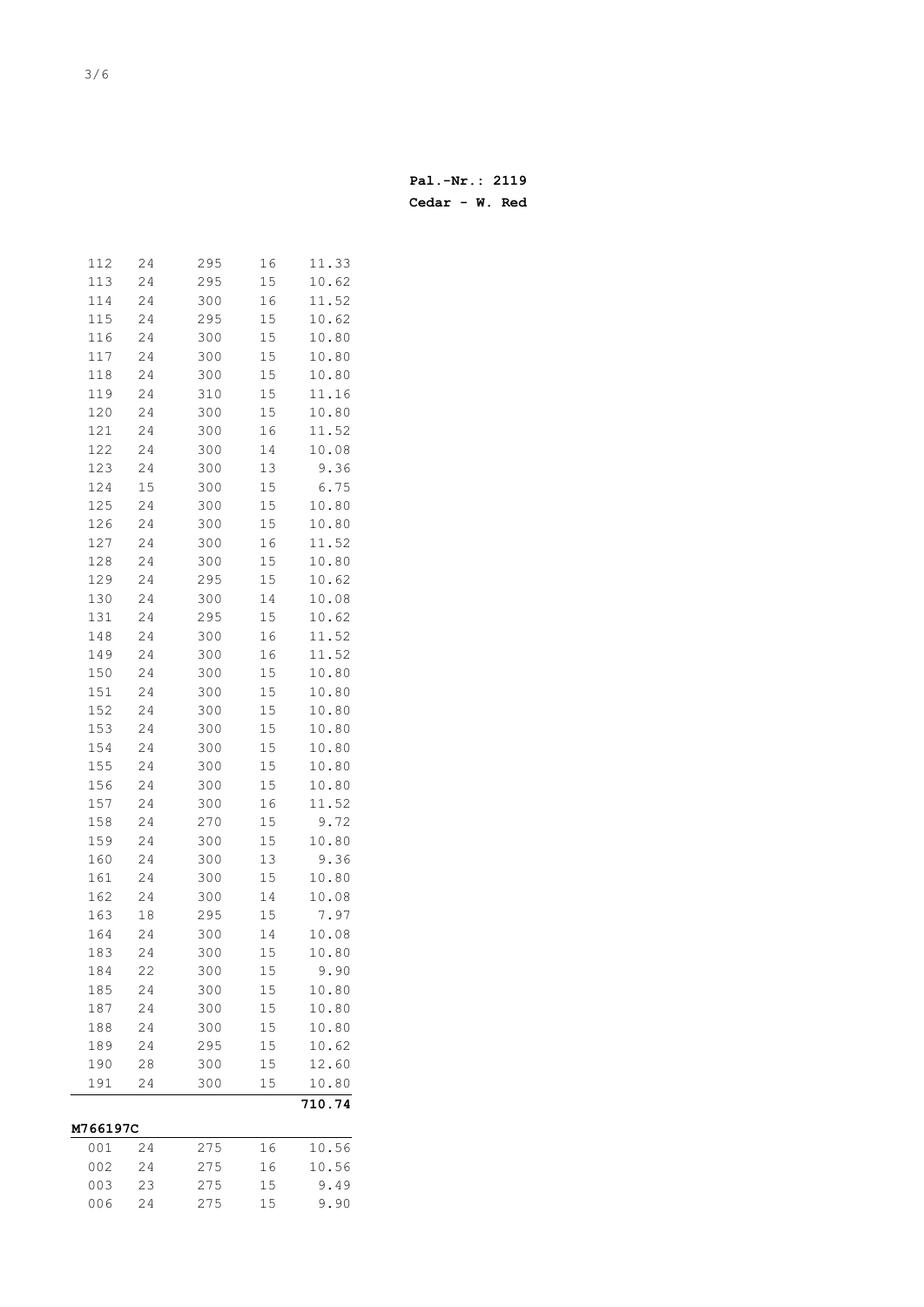**Pal.-Nr.: 2119**

**Cedar - W. Red**

| | | | | |
|---|---|---|---|---|
| 112 | 24 | 295 | 16 | 11.33 |
| 113 | 24 | 295 | 15 | 10.62 |
| 114 | 24 | 300 | 16 | 11.52 |
| 115 | 24 | 295 | 15 | 10.62 |
| 116 | 24 | 300 | 15 | 10.80 |
| 117 | 24 | 300 | 15 | 10.80 |
| 118 | 24 | 300 | 15 | 10.80 |
| 119 | 24 | 310 | 15 | 11.16 |
| 120 | 24 | 300 | 15 | 10.80 |
| 121 | 24 | 300 | 16 | 11.52 |
| 122 | 24 | 300 | 14 | 10.08 |
| 123 | 24 | 300 | 13 | 9.36 |
| 124 | 15 | 300 | 15 | 6.75 |
| 125 | 24 | 300 | 15 | 10.80 |
| 126 | 24 | 300 | 15 | 10.80 |
| 127 | 24 | 300 | 16 | 11.52 |
| 128 | 24 | 300 | 15 | 10.80 |
| 129 | 24 | 295 | 15 | 10.62 |
| 130 | 24 | 300 | 14 | 10.08 |
| 131 | 24 | 295 | 15 | 10.62 |
| 148 | 24 | 300 | 16 | 11.52 |
| 149 | 24 | 300 | 16 | 11.52 |
| 150 | 24 | 300 | 15 | 10.80 |
| 151 | 24 | 300 | 15 | 10.80 |
| 152 | 24 | 300 | 15 | 10.80 |
| 153 | 24 | 300 | 15 | 10.80 |
| 154 | 24 | 300 | 15 | 10.80 |
| 155 | 24 | 300 | 15 | 10.80 |
| 156 | 24 | 300 | 15 | 10.80 |
| 157 | 24 | 300 | 16 | 11.52 |
| 158 | 24 | 270 | 15 | 9.72 |
| 159 | 24 | 300 | 15 | 10.80 |
| 160 | 24 | 300 | 13 | 9.36 |
| 161 | 24 | 300 | 15 | 10.80 |
| 162 | 24 | 300 | 14 | 10.08 |
| 163 | 18 | 295 | 15 | 7.97 |
| 164 | 24 | 300 | 14 | 10.08 |
| 183 | 24 | 300 | 15 | 10.80 |
| 184 | 22 | 300 | 15 | 9.90 |
| 185 | 24 | 300 | 15 | 10.80 |
| 187 | 24 | 300 | 15 | 10.80 |
| 188 | 24 | 300 | 15 | 10.80 |
| 189 | 24 | 295 | 15 | 10.62 |
| 190 | 28 | 300 | 15 | 12.60 |
| 191 | 24 | 300 | 15 | 10.80 |
| | | | | **710.74** |

**M766197C**

| | | | | |
|---|---|---|---|---|
| 001 | 24 | 275 | 16 | 10.56 |
| 002 | 24 | 275 | 16 | 10.56 |
| 003 | 23 | 275 | 15 | 9.49 |
| 006 | 24 | 275 | 15 | 9.90 |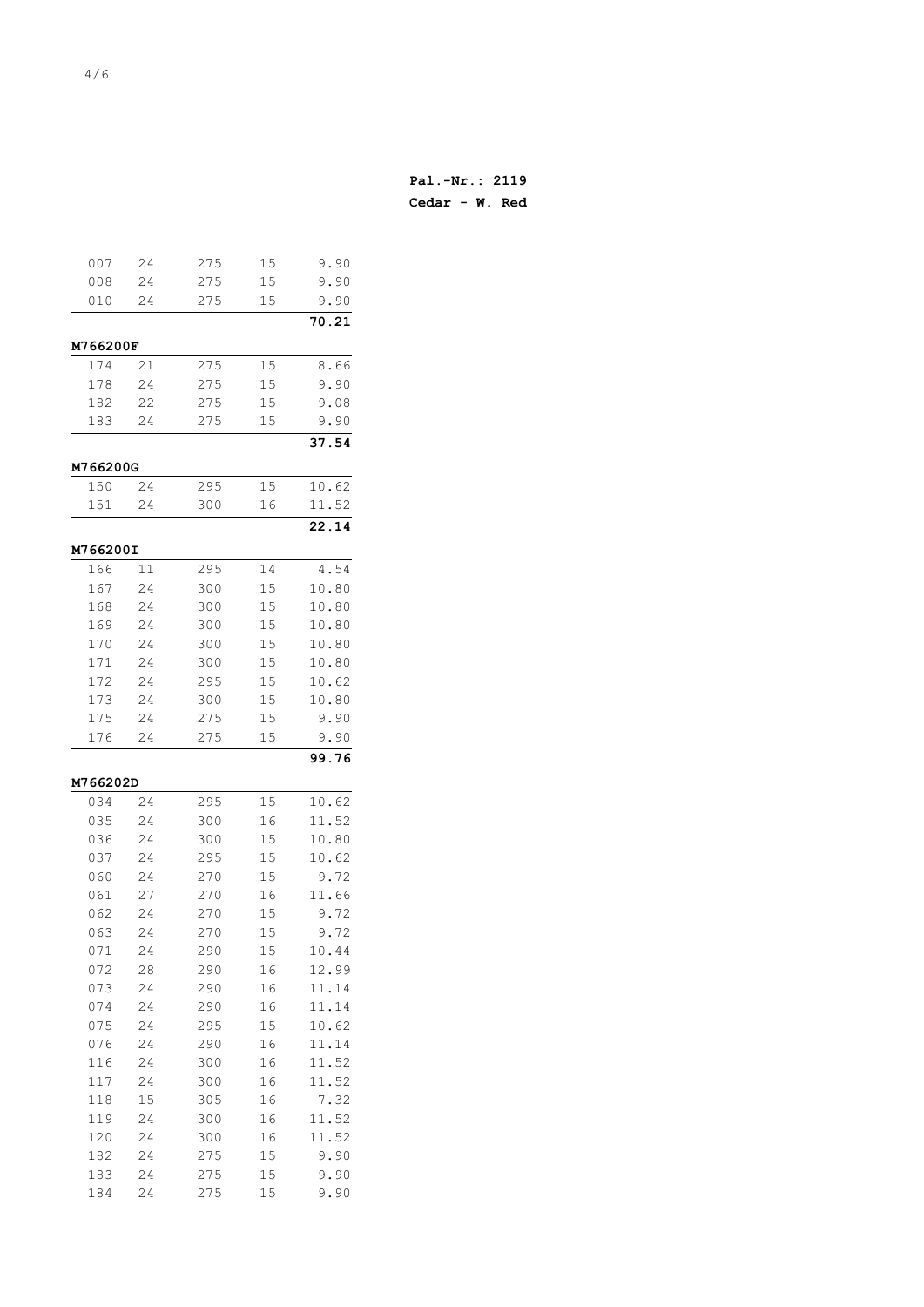**Pal.-Nr.: 2119**
**Cedar - W. Red**

| | | | | |
|---|---|---|---|---|
| 007 | 24 | 275 | 15 | 9.90 |
| 008 | 24 | 275 | 15 | 9.90 |
| 010 | 24 | 275 | 15 | 9.90 |
| | | | | **70.21** |

**M766200F**

| | | | | |
|---|---|---|---|---|
| 174 | 21 | 275 | 15 | 8.66 |
| 178 | 24 | 275 | 15 | 9.90 |
| 182 | 22 | 275 | 15 | 9.08 |
| 183 | 24 | 275 | 15 | 9.90 |
| | | | | **37.54** |

**M766200G**

| | | | | |
|---|---|---|---|---|
| 150 | 24 | 295 | 15 | 10.62 |
| 151 | 24 | 300 | 16 | 11.52 |
| | | | | **22.14** |

**M766200I**

| | | | | |
|---|---|---|---|---|
| 166 | 11 | 295 | 14 | 4.54 |
| 167 | 24 | 300 | 15 | 10.80 |
| 168 | 24 | 300 | 15 | 10.80 |
| 169 | 24 | 300 | 15 | 10.80 |
| 170 | 24 | 300 | 15 | 10.80 |
| 171 | 24 | 300 | 15 | 10.80 |
| 172 | 24 | 295 | 15 | 10.62 |
| 173 | 24 | 300 | 15 | 10.80 |
| 175 | 24 | 275 | 15 | 9.90 |
| 176 | 24 | 275 | 15 | 9.90 |
| | | | | **99.76** |

**M766202D**

| | | | | |
|---|---|---|---|---|
| 034 | 24 | 295 | 15 | 10.62 |
| 035 | 24 | 300 | 16 | 11.52 |
| 036 | 24 | 300 | 15 | 10.80 |
| 037 | 24 | 295 | 15 | 10.62 |
| 060 | 24 | 270 | 15 | 9.72 |
| 061 | 27 | 270 | 16 | 11.66 |
| 062 | 24 | 270 | 15 | 9.72 |
| 063 | 24 | 270 | 15 | 9.72 |
| 071 | 24 | 290 | 15 | 10.44 |
| 072 | 28 | 290 | 16 | 12.99 |
| 073 | 24 | 290 | 16 | 11.14 |
| 074 | 24 | 290 | 16 | 11.14 |
| 075 | 24 | 295 | 15 | 10.62 |
| 076 | 24 | 290 | 16 | 11.14 |
| 116 | 24 | 300 | 16 | 11.52 |
| 117 | 24 | 300 | 16 | 11.52 |
| 118 | 15 | 305 | 16 | 7.32 |
| 119 | 24 | 300 | 16 | 11.52 |
| 120 | 24 | 300 | 16 | 11.52 |
| 182 | 24 | 275 | 15 | 9.90 |
| 183 | 24 | 275 | 15 | 9.90 |
| 184 | 24 | 275 | 15 | 9.90 |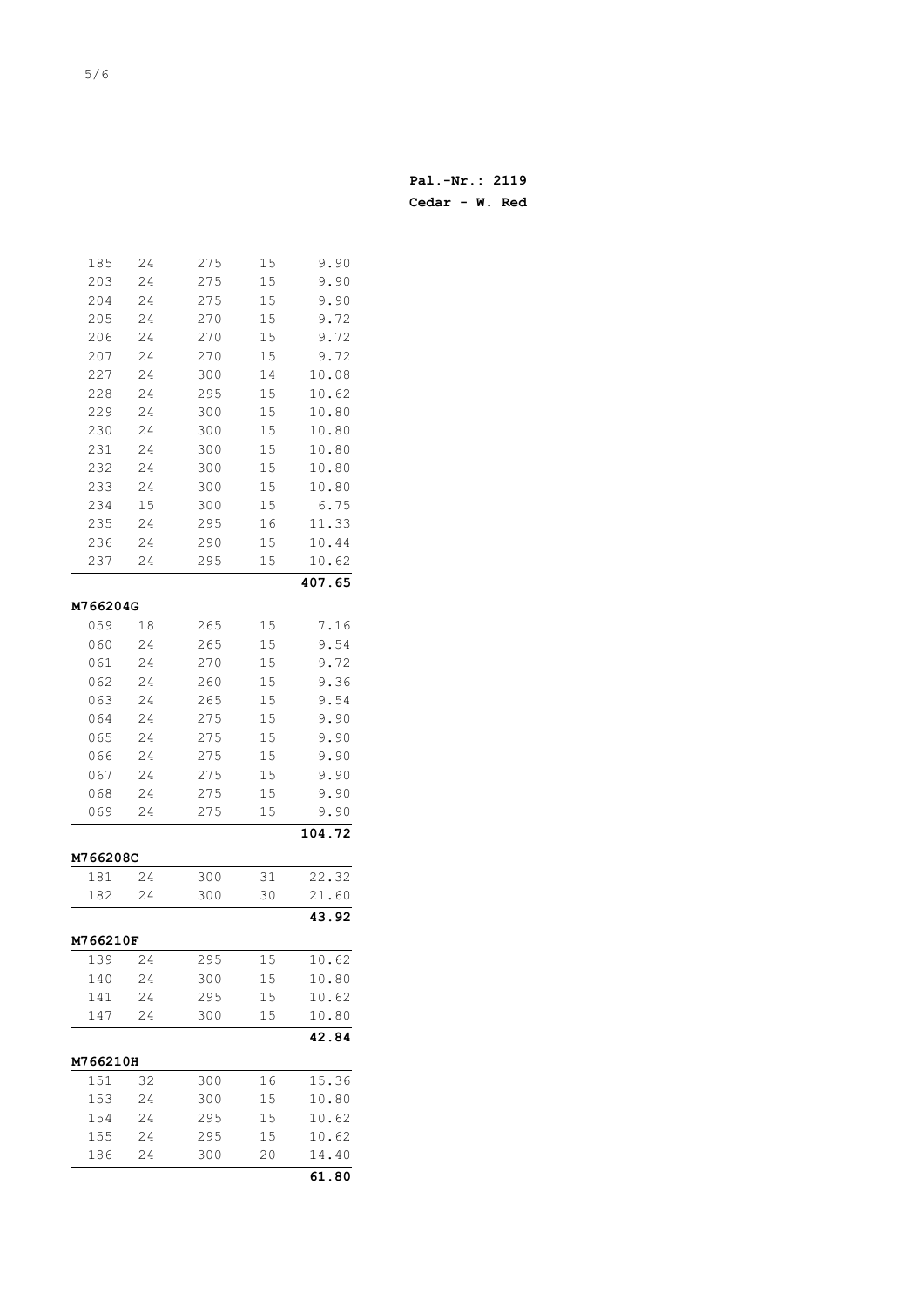**Pal.-Nr.: 2119**
**Cedar - W. Red**

| | | | | |
|---|---|---|---|---|
| 185 | 24 | 275 | 15 | 9.90 |
| 203 | 24 | 275 | 15 | 9.90 |
| 204 | 24 | 275 | 15 | 9.90 |
| 205 | 24 | 270 | 15 | 9.72 |
| 206 | 24 | 270 | 15 | 9.72 |
| 207 | 24 | 270 | 15 | 9.72 |
| 227 | 24 | 300 | 14 | 10.08 |
| 228 | 24 | 295 | 15 | 10.62 |
| 229 | 24 | 300 | 15 | 10.80 |
| 230 | 24 | 300 | 15 | 10.80 |
| 231 | 24 | 300 | 15 | 10.80 |
| 232 | 24 | 300 | 15 | 10.80 |
| 233 | 24 | 300 | 15 | 10.80 |
| 234 | 15 | 300 | 15 | 6.75 |
| 235 | 24 | 295 | 16 | 11.33 |
| 236 | 24 | 290 | 15 | 10.44 |
| 237 | 24 | 295 | 15 | 10.62 |
| | | | | **407.65** |

**M766204G**

| | | | | |
|---|---|---|---|---|
| 059 | 18 | 265 | 15 | 7.16 |
| 060 | 24 | 265 | 15 | 9.54 |
| 061 | 24 | 270 | 15 | 9.72 |
| 062 | 24 | 260 | 15 | 9.36 |
| 063 | 24 | 265 | 15 | 9.54 |
| 064 | 24 | 275 | 15 | 9.90 |
| 065 | 24 | 275 | 15 | 9.90 |
| 066 | 24 | 275 | 15 | 9.90 |
| 067 | 24 | 275 | 15 | 9.90 |
| 068 | 24 | 275 | 15 | 9.90 |
| 069 | 24 | 275 | 15 | 9.90 |
| | | | | **104.72** |

**M766208C**

| | | | | |
|---|---|---|---|---|
| 181 | 24 | 300 | 31 | 22.32 |
| 182 | 24 | 300 | 30 | 21.60 |
| | | | | **43.92** |

**M766210F**

| | | | | |
|---|---|---|---|---|
| 139 | 24 | 295 | 15 | 10.62 |
| 140 | 24 | 300 | 15 | 10.80 |
| 141 | 24 | 295 | 15 | 10.62 |
| 147 | 24 | 300 | 15 | 10.80 |
| | | | | **42.84** |

**M766210H**

| | | | | |
|---|---|---|---|---|
| 151 | 32 | 300 | 16 | 15.36 |
| 153 | 24 | 300 | 15 | 10.80 |
| 154 | 24 | 295 | 15 | 10.62 |
| 155 | 24 | 295 | 15 | 10.62 |
| 186 | 24 | 300 | 20 | 14.40 |
| | | | | **61.80** |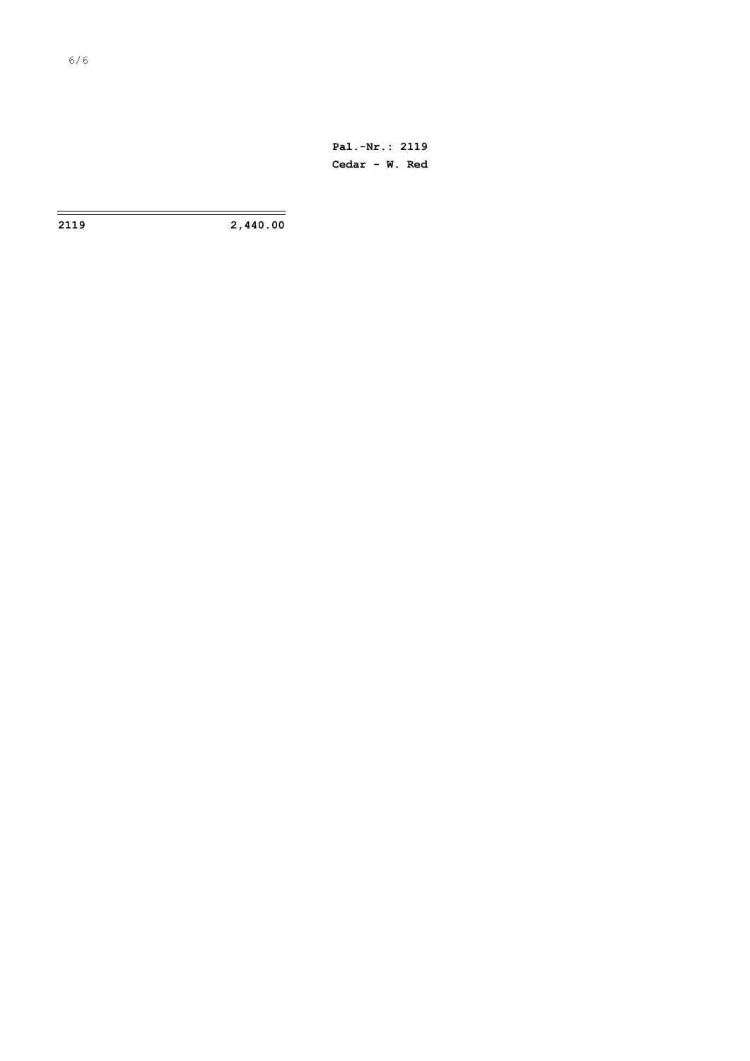**Pal.-Nr.: 2119**
**Cedar - W. Red**

| | |
|---|---|
| **2119** | **2,440.00** |